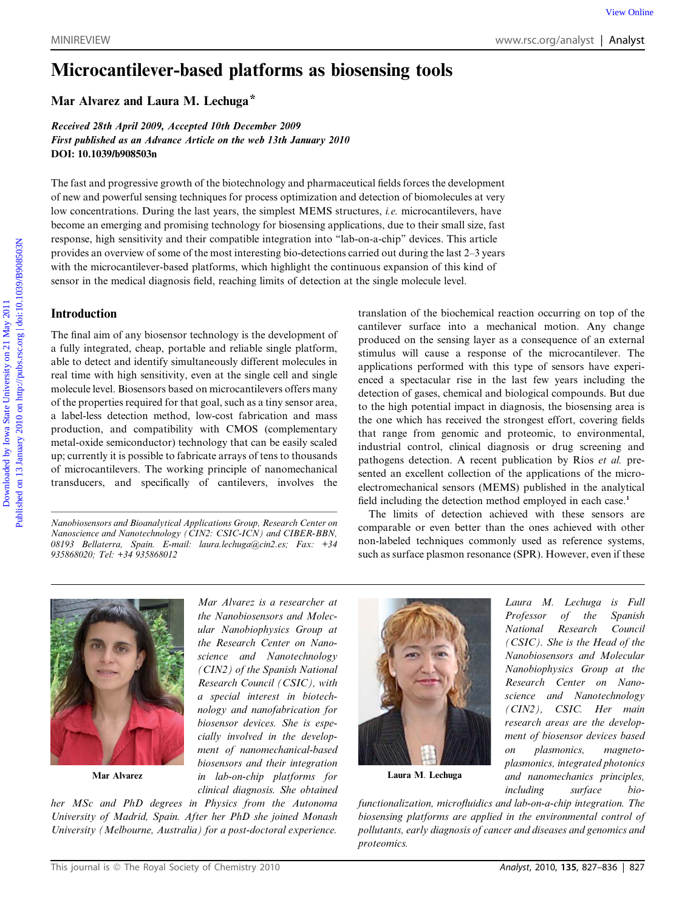MINIREVIEW

# Microcantilever-based platforms as biosensing tools

**Mar Alvarez and Laura M. Lechuga***

*Received 28th April 2009, Accepted 10th December 2009*
*First published as an Advance Article on the web 13th January 2010*
**DOI: 10.1039/b908503n**

The fast and progressive growth of the biotechnology and pharmaceutical fields forces the development of new and powerful sensing techniques for process optimization and detection of biomolecules at very low concentrations. During the last years, the simplest MEMS structures, *i.e.* microcantilevers, have become an emerging and promising technology for biosensing applications, due to their small size, fast response, high sensitivity and their compatible integration into "lab-on-a-chip" devices. This article provides an overview of some of the most interesting bio-detections carried out during the last 2–3 years with the microcantilever-based platforms, which highlight the continuous expansion of this kind of sensor in the medical diagnosis field, reaching limits of detection at the single molecule level.

## Introduction

The final aim of any biosensor technology is the development of a fully integrated, cheap, portable and reliable single platform, able to detect and identify simultaneously different molecules in real time with high sensitivity, even at the single cell and single molecule level. Biosensors based on microcantilevers offers many of the properties required for that goal, such as a tiny sensor area, a label-less detection method, low-cost fabrication and mass production, and compatibility with CMOS (complementary metal-oxide semiconductor) technology that can be easily scaled up; currently it is possible to fabricate arrays of tens to thousands of microcantilevers. The working principle of nanomechanical transducers, and specifically of cantilevers, involves the translation of the biochemical reaction occurring on top of the cantilever surface into a mechanical motion. Any change produced on the sensing layer as a consequence of an external stimulus will cause a response of the microcantilever. The applications performed with this type of sensors have experienced a spectacular rise in the last few years including the detection of gases, chemical and biological compounds. But due to the high potential impact in diagnosis, the biosensing area is the one which has received the strongest effort, covering fields that range from genomic and proteomic, to environmental, industrial control, clinical diagnosis or drug screening and pathogens detection. A recent publication by Ríos *et al.* presented an excellent collection of the applications of the micro-electromechanical sensors (MEMS) published in the analytical field including the detection method employed in each case.[1]

The limits of detection achieved with these sensors are comparable or even better than the ones achieved with other non-labeled techniques commonly used as reference systems, such as surface plasmon resonance (SPR). However, even if these

*Nanobiosensors and Bioanalytical Applications Group, Research Center on Nanoscience and Nanotechnology (CIN2: CSIC-ICN) and CIBER-BBN, 08193 Bellaterra, Spain. E-mail: laura.lechuga@cin2.es; Fax: +34 935868020; Tel: +34 935868012*

**Mar Alvarez**

*Mar Alvarez is a researcher at the Nanobiosensors and Molecular Nanobiophysics Group at the Research Center on Nanoscience and Nanotechnology (CIN2) of the Spanish National Research Council (CSIC), with a special interest in biotechnology and nanofabrication for biosensor devices. She is especially involved in the development of nanomechanical-based biosensors and their integration in lab-on-chip platforms for clinical diagnosis. She obtained her MSc and PhD degrees in Physics from the Autonoma University of Madrid, Spain. After her PhD she joined Monash University (Melbourne, Australia) for a post-doctoral experience.*

**Laura M. Lechuga**

*Laura M. Lechuga is Full Professor of the Spanish National Research Council (CSIC). She is the Head of the Nanobiosensors and Molecular Nanobiophysics Group at the Research Center on Nanoscience and Nanotechnology (CIN2), CSIC. Her main research areas are the development of biosensor devices based on plasmonics, magneto-plasmonics, integrated photonics and nanomechanics principles, including surface bio-functionalization, microfluidics and lab-on-a-chip integration. The biosensing platforms are applied in the environmental control of pollutants, early diagnosis of cancer and diseases and genomics and proteomics.*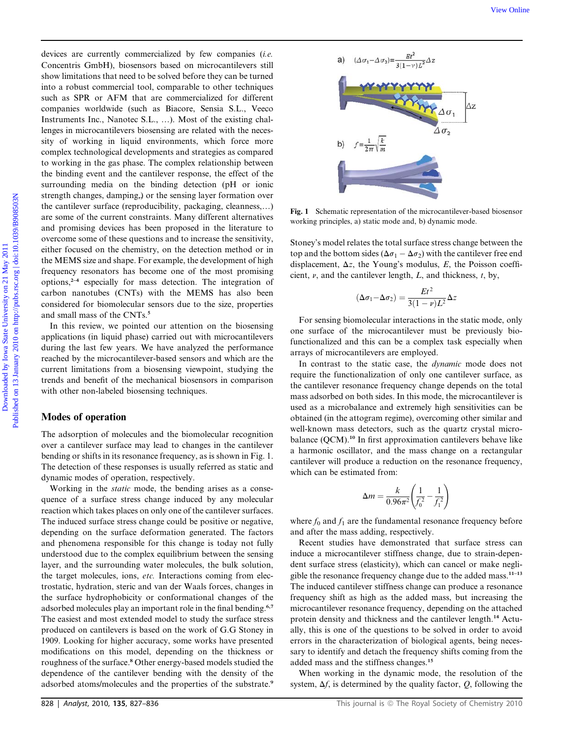devices are currently commercialized by few companies (*i.e.* Concentris GmbH), biosensors based on microcantilevers still show limitations that need to be solved before they can be turned into a robust commercial tool, comparable to other techniques such as SPR or AFM that are commercialized for different companies worldwide (such as Biacore, Sensia S.L., Veeco Instruments Inc., Nanotec S.L., ...). Most of the existing challenges in microcantilevers biosensing are related with the necessity of working in liquid environments, which force more complex technological developments and strategies as compared to working in the gas phase. The complex relationship between the binding event and the cantilever response, the effect of the surrounding media on the binding detection (pH or ionic strength changes, damping,) or the sensing layer formation over the cantilever surface (reproducibility, packaging, cleanness,...) are some of the current constraints. Many different alternatives and promising devices has been proposed in the literature to overcome some of these questions and to increase the sensitivity, either focused on the chemistry, on the detection method or in the MEMS size and shape. For example, the development of high frequency resonators has become one of the most promising options,[2–4] especially for mass detection. The integration of carbon nanotubes (CNTs) with the MEMS has also been considered for biomolecular sensors due to the size, properties and small mass of the CNTs.[5]

In this review, we pointed our attention on the biosensing applications (in liquid phase) carried out with microcantilevers during the last few years. We have analyzed the performance reached by the microcantilever-based sensors and which are the current limitations from a biosensing viewpoint, studying the trends and benefit of the mechanical biosensors in comparison with other non-labeled biosensing techniques.

## Modes of operation

The adsorption of molecules and the biomolecular recognition over a cantilever surface may lead to changes in the cantilever bending or shifts in its resonance frequency, as is shown in Fig. 1. The detection of these responses is usually referred as static and dynamic modes of operation, respectively.

Working in the *static* mode, the bending arises as a consequence of a surface stress change induced by any molecular reaction which takes places on only one of the cantilever surfaces. The induced surface stress change could be positive or negative, depending on the surface deformation generated. The factors and phenomena responsible for this change is today not fully understood due to the complex equilibrium between the sensing layer, and the surrounding water molecules, the bulk solution, the target molecules, ions, *etc.* Interactions coming from electrostatic, hydration, steric and van der Waals forces, changes in the surface hydrophobicity or conformational changes of the adsorbed molecules play an important role in the final bending.[6,7] The easiest and most extended model to study the surface stress produced on cantilevers is based on the work of G.G Stoney in 1909. Looking for higher accuracy, some works have presented modifications on this model, depending on the thickness or roughness of the surface.[8] Other energy-based models studied the dependence of the cantilever bending with the density of the adsorbed atoms/molecules and the properties of the substrate.[9]

**Fig. 1** Schematic representation of the microcantilever-based biosensor working principles, a) static mode and, b) dynamic mode.

Stoney's model relates the total surface stress change between the top and the bottom sides ($\Delta\sigma_1 - \Delta\sigma_2$) with the cantilever free end displacement, $\Delta z$, the Young's modulus, $E$, the Poisson coefficient, $\nu$, and the cantilever length, $L$, and thickness, $t$, by,

$$(\Delta\sigma_1 - \Delta\sigma_2) = \frac{Et^2}{3(1-\nu)L^2}\Delta z$$

For sensing biomolecular interactions in the static mode, only one surface of the microcantilever must be previously biofunctionalized and this can be a complex task especially when arrays of microcantilevers are employed.

In contrast to the static case, the *dynamic* mode does not require the functionalization of only one cantilever surface, as the cantilever resonance frequency change depends on the total mass adsorbed on both sides. In this mode, the microcantilever is used as a microbalance and extremely high sensitivities can be obtained (in the attogram regime), overcoming other similar and well-known mass detectors, such as the quartz crystal microbalance (QCM).[10] In first approximation cantilevers behave like a harmonic oscillator, and the mass change on a rectangular cantilever will produce a reduction on the resonance frequency, which can be estimated from:

$$\Delta m = \frac{k}{0.96\pi^2}\left(\frac{1}{f_0^2} - \frac{1}{f_1^2}\right)$$

where $f_0$ and $f_1$ are the fundamental resonance frequency before and after the mass adding, respectively.

Recent studies have demonstrated that surface stress can induce a microcantilever stiffness change, due to strain-dependent surface stress (elasticity), which can cancel or make negligible the resonance frequency change due to the added mass.[11–13] The induced cantilever stiffness change can produce a resonance frequency shift as high as the added mass, but increasing the microcantilever resonance frequency, depending on the attached protein density and thickness and the cantilever length.[14] Actually, this is one of the questions to be solved in order to avoid errors in the characterization of biological agents, being necessary to identify and detach the frequency shifts coming from the added mass and the stiffness changes.[15]

When working in the dynamic mode, the resolution of the system, $\Delta f$, is determined by the quality factor, $Q$, following the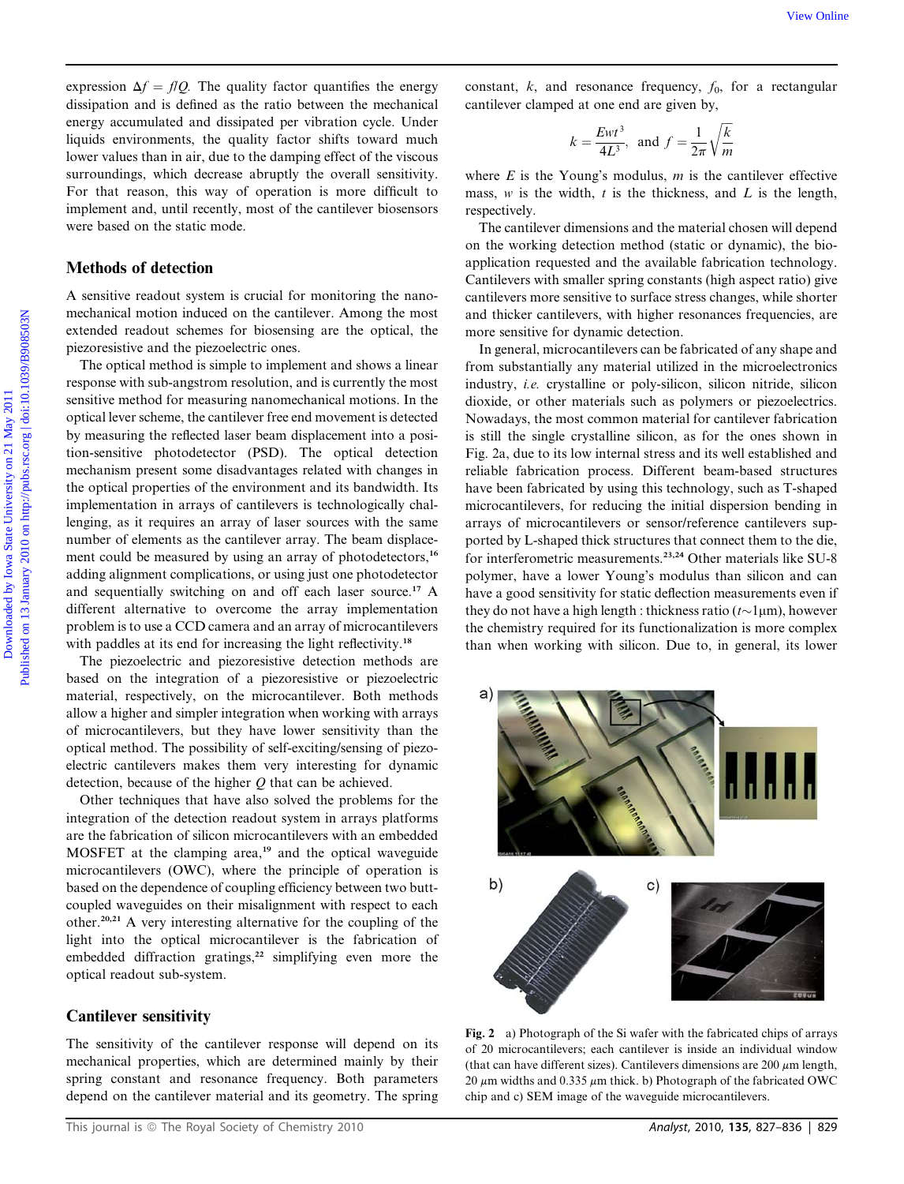expression $\Delta f = f/Q$. The quality factor quantifies the energy dissipation and is defined as the ratio between the mechanical energy accumulated and dissipated per vibration cycle. Under liquids environments, the quality factor shifts toward much lower values than in air, due to the damping effect of the viscous surroundings, which decrease abruptly the overall sensitivity. For that reason, this way of operation is more difficult to implement and, until recently, most of the cantilever biosensors were based on the static mode.

## Methods of detection

A sensitive readout system is crucial for monitoring the nanomechanical motion induced on the cantilever. Among the most extended readout schemes for biosensing are the optical, the piezoresistive and the piezoelectric ones.

The optical method is simple to implement and shows a linear response with sub-angstrom resolution, and is currently the most sensitive method for measuring nanomechanical motions. In the optical lever scheme, the cantilever free end movement is detected by measuring the reflected laser beam displacement into a position-sensitive photodetector (PSD). The optical detection mechanism present some disadvantages related with changes in the optical properties of the environment and its bandwidth. Its implementation in arrays of cantilevers is technologically challenging, as it requires an array of laser sources with the same number of elements as the cantilever array. The beam displacement could be measured by using an array of photodetectors,[16] adding alignment complications, or using just one photodetector and sequentially switching on and off each laser source.[17] A different alternative to overcome the array implementation problem is to use a CCD camera and an array of microcantilevers with paddles at its end for increasing the light reflectivity.[18]

The piezoelectric and piezoresistive detection methods are based on the integration of a piezoresistive or piezoelectric material, respectively, on the microcantilever. Both methods allow a higher and simpler integration when working with arrays of microcantilevers, but they have lower sensitivity than the optical method. The possibility of self-exciting/sensing of piezoelectric cantilevers makes them very interesting for dynamic detection, because of the higher $Q$ that can be achieved.

Other techniques that have also solved the problems for the integration of the detection readout system in arrays platforms are the fabrication of silicon microcantilevers with an embedded MOSFET at the clamping area,[19] and the optical waveguide microcantilevers (OWC), where the principle of operation is based on the dependence of coupling efficiency between two butt-coupled waveguides on their misalignment with respect to each other.[20,21] A very interesting alternative for the coupling of the light into the optical microcantilever is the fabrication of embedded diffraction gratings,[22] simplifying even more the optical readout sub-system.

## Cantilever sensitivity

The sensitivity of the cantilever response will depend on its mechanical properties, which are determined mainly by their spring constant and resonance frequency. Both parameters depend on the cantilever material and its geometry. The spring constant, $k$, and resonance frequency, $f_0$, for a rectangular cantilever clamped at one end are given by,

$$k = \frac{Ewt^3}{4L^3}, \text{ and } f = \frac{1}{2\pi}\sqrt{\frac{k}{m}}$$

where $E$ is the Young's modulus, $m$ is the cantilever effective mass, $w$ is the width, $t$ is the thickness, and $L$ is the length, respectively.

The cantilever dimensions and the material chosen will depend on the working detection method (static or dynamic), the bio-application requested and the available fabrication technology. Cantilevers with smaller spring constants (high aspect ratio) give cantilevers more sensitive to surface stress changes, while shorter and thicker cantilevers, with higher resonances frequencies, are more sensitive for dynamic detection.

In general, microcantilevers can be fabricated of any shape and from substantially any material utilized in the microelectronics industry, *i.e.* crystalline or poly-silicon, silicon nitride, silicon dioxide, or other materials such as polymers or piezoelectrics. Nowadays, the most common material for cantilever fabrication is still the single crystalline silicon, as for the ones shown in Fig. 2a, due to its low internal stress and its well established and reliable fabrication process. Different beam-based structures have been fabricated by using this technology, such as T-shaped microcantilevers, for reducing the initial dispersion bending in arrays of microcantilevers or sensor/reference cantilevers supported by L-shaped thick structures that connect them to the die, for interferometric measurements.[23,24] Other materials like SU-8 polymer, have a lower Young's modulus than silicon and can have a good sensitivity for static deflection measurements even if they do not have a high length : thickness ratio ($t$~1μm), however the chemistry required for its functionalization is more complex than when working with silicon. Due to, in general, its lower

**Fig. 2** a) Photograph of the Si wafer with the fabricated chips of arrays of 20 microcantilevers; each cantilever is inside an individual window (that can have different sizes). Cantilevers dimensions are 200 $\mu$m length, 20 $\mu$m widths and 0.335 $\mu$m thick. b) Photograph of the fabricated OWC chip and c) SEM image of the waveguide microcantilevers.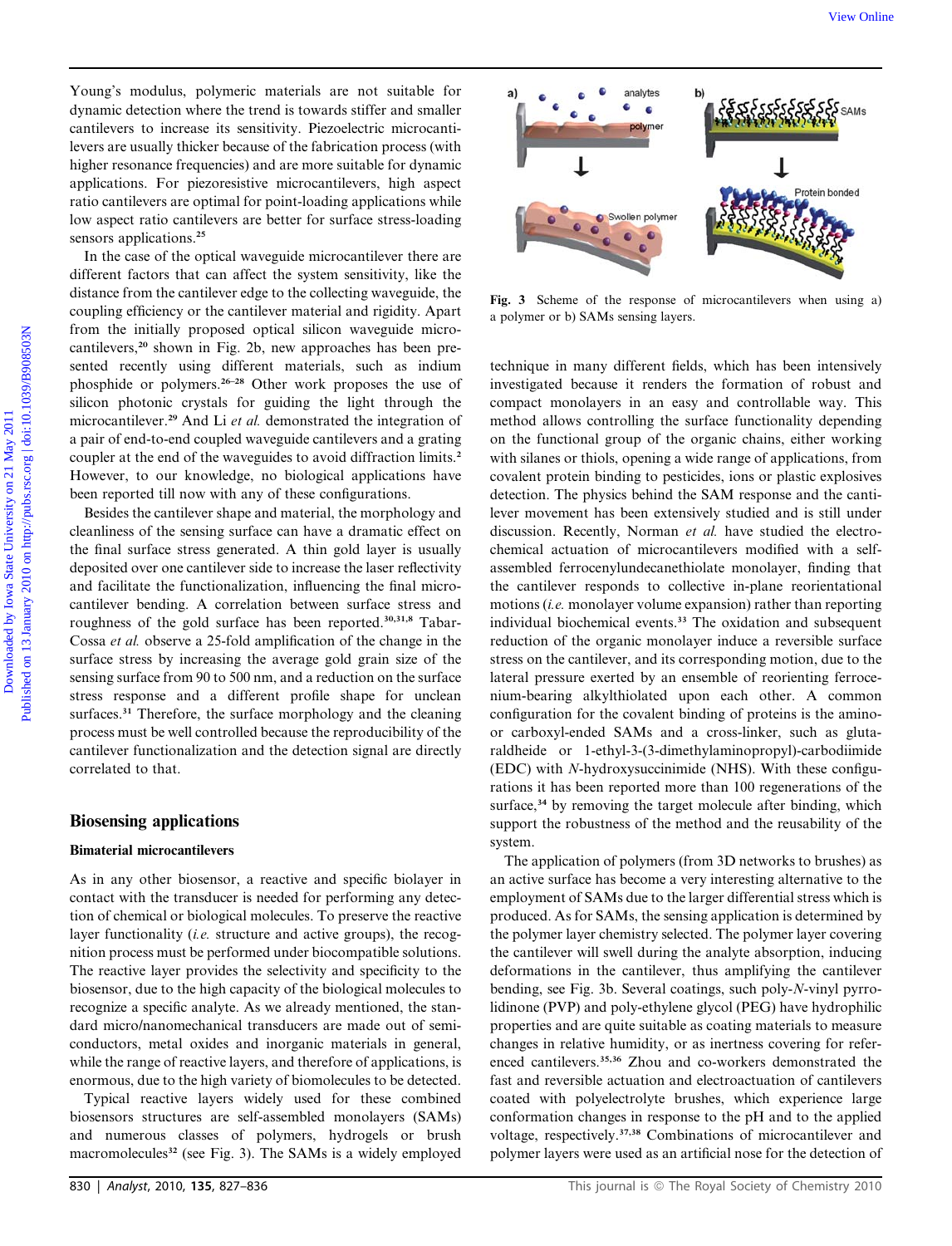Young's modulus, polymeric materials are not suitable for dynamic detection where the trend is towards stiffer and smaller cantilevers to increase its sensitivity. Piezoelectric microcantilevers are usually thicker because of the fabrication process (with higher resonance frequencies) and are more suitable for dynamic applications. For piezoresistive microcantilevers, high aspect ratio cantilevers are optimal for point-loading applications while low aspect ratio cantilevers are better for surface stress-loading sensors applications.[25]

In the case of the optical waveguide microcantilever there are different factors that can affect the system sensitivity, like the distance from the cantilever edge to the collecting waveguide, the coupling efficiency or the cantilever material and rigidity. Apart from the initially proposed optical silicon waveguide microcantilevers,[20] shown in Fig. 2b, new approaches has been presented recently using different materials, such as indium phosphide or polymers.[26–28] Other work proposes the use of silicon photonic crystals for guiding the light through the microcantilever.[29] And Li *et al.* demonstrated the integration of a pair of end-to-end coupled waveguide cantilevers and a grating coupler at the end of the waveguides to avoid diffraction limits.[2] However, to our knowledge, no biological applications have been reported till now with any of these configurations.

Besides the cantilever shape and material, the morphology and cleanliness of the sensing surface can have a dramatic effect on the final surface stress generated. A thin gold layer is usually deposited over one cantilever side to increase the laser reflectivity and facilitate the functionalization, influencing the final microcantilever bending. A correlation between surface stress and roughness of the gold surface has been reported.[30,31,8] Tabar-Cossa *et al.* observe a 25-fold amplification of the change in the surface stress by increasing the average gold grain size of the sensing surface from 90 to 500 nm, and a reduction on the surface stress response and a different profile shape for unclean surfaces.[31] Therefore, the surface morphology and the cleaning process must be well controlled because the reproducibility of the cantilever functionalization and the detection signal are directly correlated to that.

## Biosensing applications

### Bimaterial microcantilevers

As in any other biosensor, a reactive and specific biolayer in contact with the transducer is needed for performing any detection of chemical or biological molecules. To preserve the reactive layer functionality (*i.e.* structure and active groups), the recognition process must be performed under biocompatible solutions. The reactive layer provides the selectivity and specificity to the biosensor, due to the high capacity of the biological molecules to recognize a specific analyte. As we already mentioned, the standard micro/nanomechanical transducers are made out of semiconductors, metal oxides and inorganic materials in general, while the range of reactive layers, and therefore of applications, is enormous, due to the high variety of biomolecules to be detected.

Typical reactive layers widely used for these combined biosensors structures are self-assembled monolayers (SAMs) and numerous classes of polymers, hydrogels or brush macromolecules[32] (see Fig. 3). The SAMs is a widely employed technique in many different fields, which has been intensively investigated because it renders the formation of robust and compact monolayers in an easy and controllable way. This method allows controlling the surface functionality depending on the functional group of the organic chains, either working with silanes or thiols, opening a wide range of applications, from covalent protein binding to pesticides, ions or plastic explosives detection. The physics behind the SAM response and the cantilever movement has been extensively studied and is still under discussion. Recently, Norman *et al.* have studied the electrochemical actuation of microcantilevers modified with a self-assembled ferrocenylundecanethiolate monolayer, finding that the cantilever responds to collective in-plane reorientational motions (*i.e.* monolayer volume expansion) rather than reporting individual biochemical events.[33] The oxidation and subsequent reduction of the organic monolayer induce a reversible surface stress on the cantilever, and its corresponding motion, due to the lateral pressure exerted by an ensemble of reorienting ferrocenium-bearing alkylthiolated upon each other. A common configuration for the covalent binding of proteins is the amino- or carboxyl-ended SAMs and a cross-linker, such as glutaraldheide or 1-ethyl-3-(3-dimethylaminopropyl)-carbodiimide (EDC) with *N*-hydroxysuccinimide (NHS). With these configurations it has been reported more than 100 regenerations of the surface,[34] by removing the target molecule after binding, which support the robustness of the method and the reusability of the system.

The application of polymers (from 3D networks to brushes) as an active surface has become a very interesting alternative to the employment of SAMs due to the larger differential stress which is produced. As for SAMs, the sensing application is determined by the polymer layer chemistry selected. The polymer layer covering the cantilever will swell during the analyte absorption, inducing deformations in the cantilever, thus amplifying the cantilever bending, see Fig. 3b. Several coatings, such poly-*N*-vinyl pyrrolidinone (PVP) and poly-ethylene glycol (PEG) have hydrophilic properties and are quite suitable as coating materials to measure changes in relative humidity, or as inertness covering for referenced cantilevers.[35,36] Zhou and co-workers demonstrated the fast and reversible actuation and electroactuation of cantilevers coated with polyelectrolyte brushes, which experience large conformation changes in response to the pH and to the applied voltage, respectively.[37,38] Combinations of microcantilever and polymer layers were used as an artificial nose for the detection of

**Fig. 3** Scheme of the response of microcantilevers when using a) a polymer or b) SAMs sensing layers.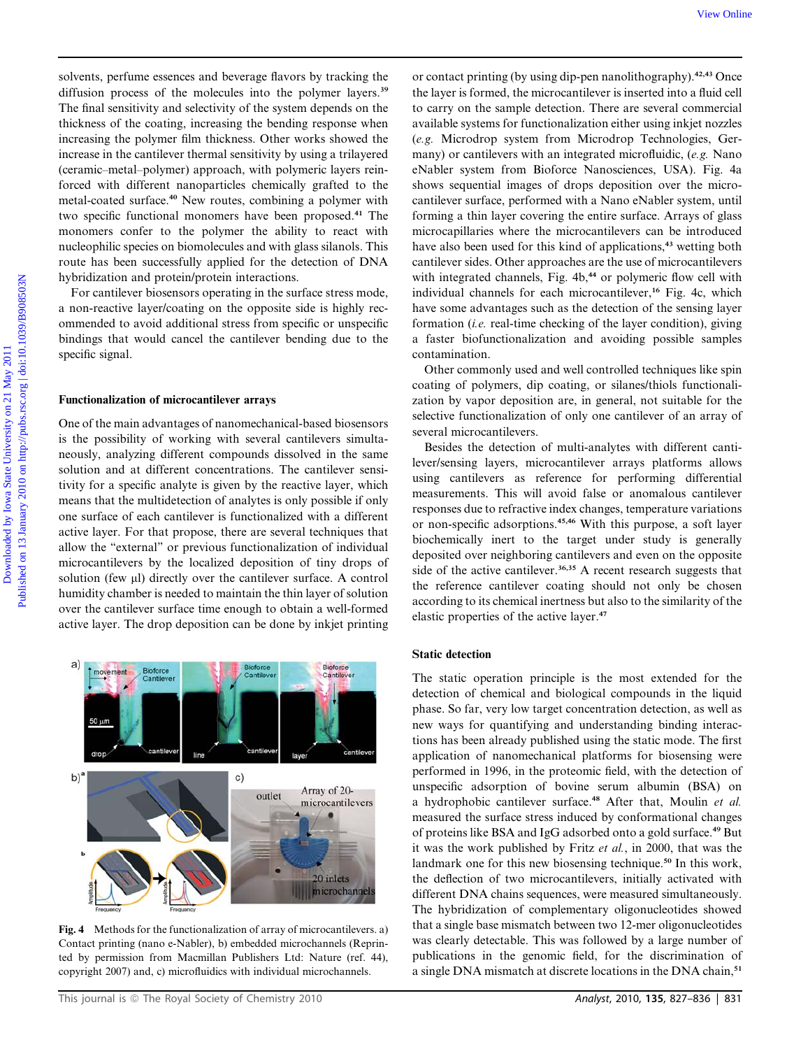solvents, perfume essences and beverage flavors by tracking the diffusion process of the molecules into the polymer layers.[39] The final sensitivity and selectivity of the system depends on the thickness of the coating, increasing the bending response when increasing the polymer film thickness. Other works showed the increase in the cantilever thermal sensitivity by using a trilayered (ceramic–metal–polymer) approach, with polymeric layers reinforced with different nanoparticles chemically grafted to the metal-coated surface.[40] New routes, combining a polymer with two specific functional monomers have been proposed.[41] The monomers confer to the polymer the ability to react with nucleophilic species on biomolecules and with glass silanols. This route has been successfully applied for the detection of DNA hybridization and protein/protein interactions.

For cantilever biosensors operating in the surface stress mode, a non-reactive layer/coating on the opposite side is highly recommended to avoid additional stress from specific or unspecific bindings that would cancel the cantilever bending due to the specific signal.

### Functionalization of microcantilever arrays

One of the main advantages of nanomechanical-based biosensors is the possibility of working with several cantilevers simultaneously, analyzing different compounds dissolved in the same solution and at different concentrations. The cantilever sensitivity for a specific analyte is given by the reactive layer, which means that the multidetection of analytes is only possible if only one surface of each cantilever is functionalized with a different active layer. For that propose, there are several techniques that allow the "external" or previous functionalization of individual microcantilevers by the localized deposition of tiny drops of solution (few μl) directly over the cantilever surface. A control humidity chamber is needed to maintain the thin layer of solution over the cantilever surface time enough to obtain a well-formed active layer. The drop deposition can be done by inkjet printing or contact printing (by using dip-pen nanolithography).[42,43] Once the layer is formed, the microcantilever is inserted into a fluid cell to carry on the sample detection. There are several commercial available systems for functionalization either using inkjet nozzles (*e.g.* Microdrop system from Microdrop Technologies, Germany) or cantilevers with an integrated microfluidic, (*e.g.* Nano eNabler system from Bioforce Nanosciences, USA). Fig. 4a shows sequential images of drops deposition over the microcantilever surface, performed with a Nano eNabler system, until forming a thin layer covering the entire surface. Arrays of glass microcapillaries where the microcantilevers can be introduced have also been used for this kind of applications,[43] wetting both cantilever sides. Other approaches are the use of microcantilevers with integrated channels, Fig. 4b,[44] or polymeric flow cell with individual channels for each microcantilever,[16] Fig. 4c, which have some advantages such as the detection of the sensing layer formation (*i.e.* real-time checking of the layer condition), giving a faster biofunctionalization and avoiding possible samples contamination.

Other commonly used and well controlled techniques like spin coating of polymers, dip coating, or silanes/thiols functionalization by vapor deposition are, in general, not suitable for the selective functionalization of only one cantilever of an array of several microcantilevers.

Besides the detection of multi-analytes with different cantilever/sensing layers, microcantilever arrays platforms allows using cantilevers as reference for performing differential measurements. This will avoid false or anomalous cantilever responses due to refractive index changes, temperature variations or non-specific adsorptions.[45,46] With this purpose, a soft layer biochemically inert to the target under study is generally deposited over neighboring cantilevers and even on the opposite side of the active cantilever.[36,35] A recent research suggests that the reference cantilever coating should not only be chosen according to its chemical inertness but also to the similarity of the elastic properties of the active layer.[47]

Fig. 4 Methods for the functionalization of array of microcantilevers. a) Contact printing (nano e-Nabler), b) embedded microchannels (Reprinted by permission from Macmillan Publishers Ltd: Nature (ref. 44), copyright 2007) and, c) microfluidics with individual microchannels.

### Static detection

The static operation principle is the most extended for the detection of chemical and biological compounds in the liquid phase. So far, very low target concentration detection, as well as new ways for quantifying and understanding binding interactions has been already published using the static mode. The first application of nanomechanical platforms for biosensing were performed in 1996, in the proteomic field, with the detection of unspecific adsorption of bovine serum albumin (BSA) on a hydrophobic cantilever surface.[48] After that, Moulin *et al.* measured the surface stress induced by conformational changes of proteins like BSA and IgG adsorbed onto a gold surface.[49] But it was the work published by Fritz *et al.*, in 2000, that was the landmark one for this new biosensing technique.[50] In this work, the deflection of two microcantilevers, initially activated with different DNA chains sequences, were measured simultaneously. The hybridization of complementary oligonucleotides showed that a single base mismatch between two 12-mer oligonucleotides was clearly detectable. This was followed by a large number of publications in the genomic field, for the discrimination of a single DNA mismatch at discrete locations in the DNA chain,[51]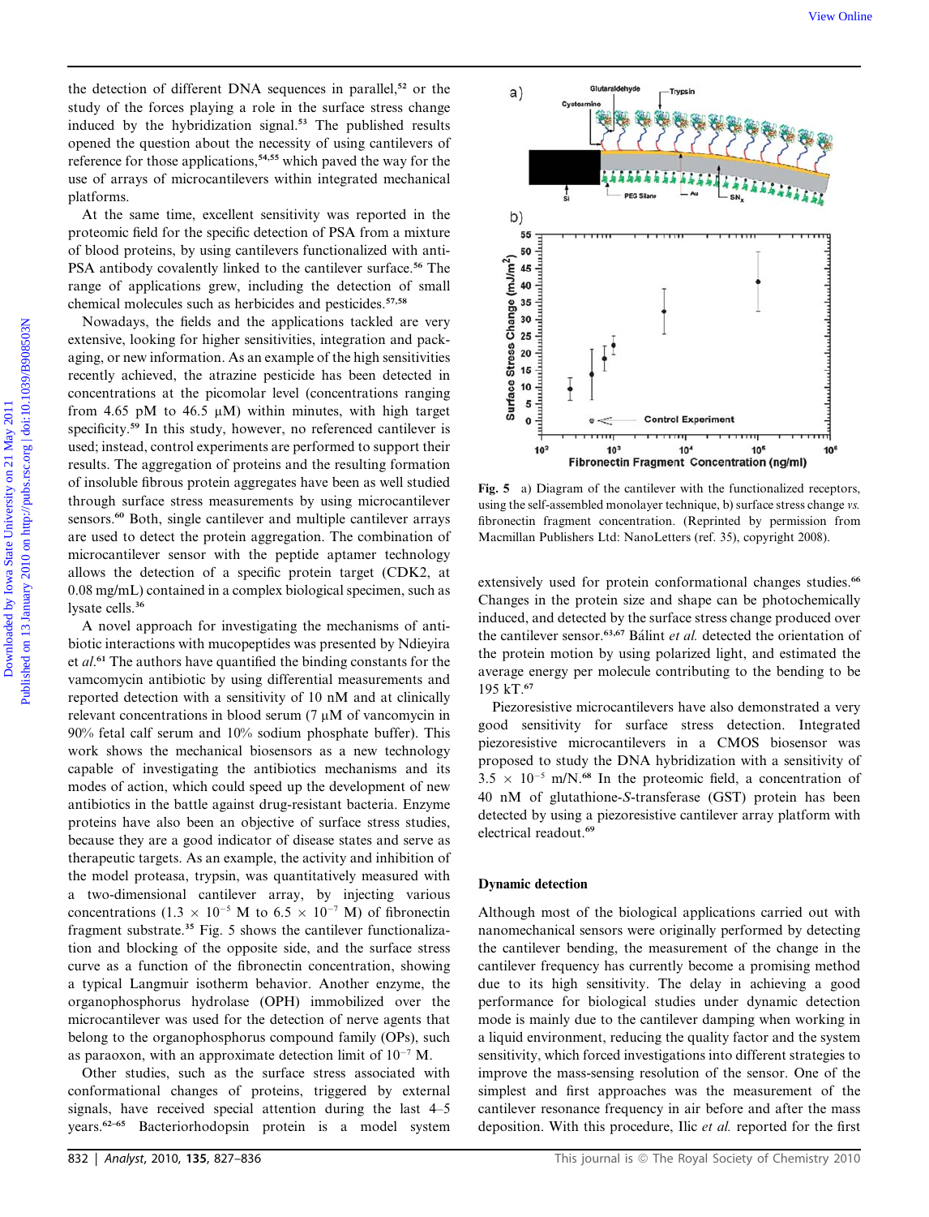the detection of different DNA sequences in parallel,[52] or the study of the forces playing a role in the surface stress change induced by the hybridization signal.[53] The published results opened the question about the necessity of using cantilevers of reference for those applications,[54,55] which paved the way for the use of arrays of microcantilevers within integrated mechanical platforms.

At the same time, excellent sensitivity was reported in the proteomic field for the specific detection of PSA from a mixture of blood proteins, by using cantilevers functionalized with anti-PSA antibody covalently linked to the cantilever surface.[56] The range of applications grew, including the detection of small chemical molecules such as herbicides and pesticides.[57,58]

Nowadays, the fields and the applications tackled are very extensive, looking for higher sensitivities, integration and packaging, or new information. As an example of the high sensitivities recently achieved, the atrazine pesticide has been detected in concentrations at the picomolar level (concentrations ranging from 4.65 pM to 46.5 μM) within minutes, with high target specificity.[59] In this study, however, no referenced cantilever is used; instead, control experiments are performed to support their results. The aggregation of proteins and the resulting formation of insoluble fibrous protein aggregates have been as well studied through surface stress measurements by using microcantilever sensors.[60] Both, single cantilever and multiple cantilever arrays are used to detect the protein aggregation. The combination of microcantilever sensor with the peptide aptamer technology allows the detection of a specific protein target (CDK2, at 0.08 mg/mL) contained in a complex biological specimen, such as lysate cells.[36]

A novel approach for investigating the mechanisms of antibiotic interactions with mucopeptides was presented by Ndieyira *et al.*[61] The authors have quantified the binding constants for the vamcomycin antibiotic by using differential measurements and reported detection with a sensitivity of 10 nM and at clinically relevant concentrations in blood serum (7 μM of vancomycin in 90% fetal calf serum and 10% sodium phosphate buffer). This work shows the mechanical biosensors as a new technology capable of investigating the antibiotics mechanisms and its modes of action, which could speed up the development of new antibiotics in the battle against drug-resistant bacteria. Enzyme proteins have also been an objective of surface stress studies, because they are a good indicator of disease states and serve as therapeutic targets. As an example, the activity and inhibition of the model proteasa, trypsin, was quantitatively measured with a two-dimensional cantilever array, by injecting various concentrations ($1.3 \times 10^{-5}$ M to $6.5 \times 10^{-7}$ M) of fibronectin fragment substrate.[35] Fig. 5 shows the cantilever functionalization and blocking of the opposite side, and the surface stress curve as a function of the fibronectin concentration, showing a typical Langmuir isotherm behavior. Another enzyme, the organophosphorus hydrolase (OPH) immobilized over the microcantilever was used for the detection of nerve agents that belong to the organophosphorus compound family (OPs), such as paraoxon, with an approximate detection limit of $10^{-7}$ M.

Other studies, such as the surface stress associated with conformational changes of proteins, triggered by external signals, have received special attention during the last 4–5 years.[62–65] Bacteriorhodopsin protein is a model system extensively used for protein conformational changes studies.[66] Changes in the protein size and shape can be photochemically induced, and detected by the surface stress change produced over the cantilever sensor.[63,67] Bálint *et al.* detected the orientation of the protein motion by using polarized light, and estimated the average energy per molecule contributing to the bending to be 195 kT.[67]

Piezoresistive microcantilevers have also demonstrated a very good sensitivity for surface stress detection. Integrated piezoresistive microcantilevers in a CMOS biosensor was proposed to study the DNA hybridization with a sensitivity of $3.5 \times 10^{-5}$ m/N.[68] In the proteomic field, a concentration of 40 nM of glutathione-*S*-transferase (GST) protein has been detected by using a piezoresistive cantilever array platform with electrical readout.[69]

**Fig. 5** a) Diagram of the cantilever with the functionalized receptors, using the self-assembled monolayer technique, b) surface stress change *vs.* fibronectin fragment concentration. (Reprinted by permission from Macmillan Publishers Ltd: NanoLetters (ref. 35), copyright 2008).

## Dynamic detection

Although most of the biological applications carried out with nanomechanical sensors were originally performed by detecting the cantilever bending, the measurement of the change in the cantilever frequency has currently become a promising method due to its high sensitivity. The delay in achieving a good performance for biological studies under dynamic detection mode is mainly due to the cantilever damping when working in a liquid environment, reducing the quality factor and the system sensitivity, which forced investigations into different strategies to improve the mass-sensing resolution of the sensor. One of the simplest and first approaches was the measurement of the cantilever resonance frequency in air before and after the mass deposition. With this procedure, Ilic *et al.* reported for the first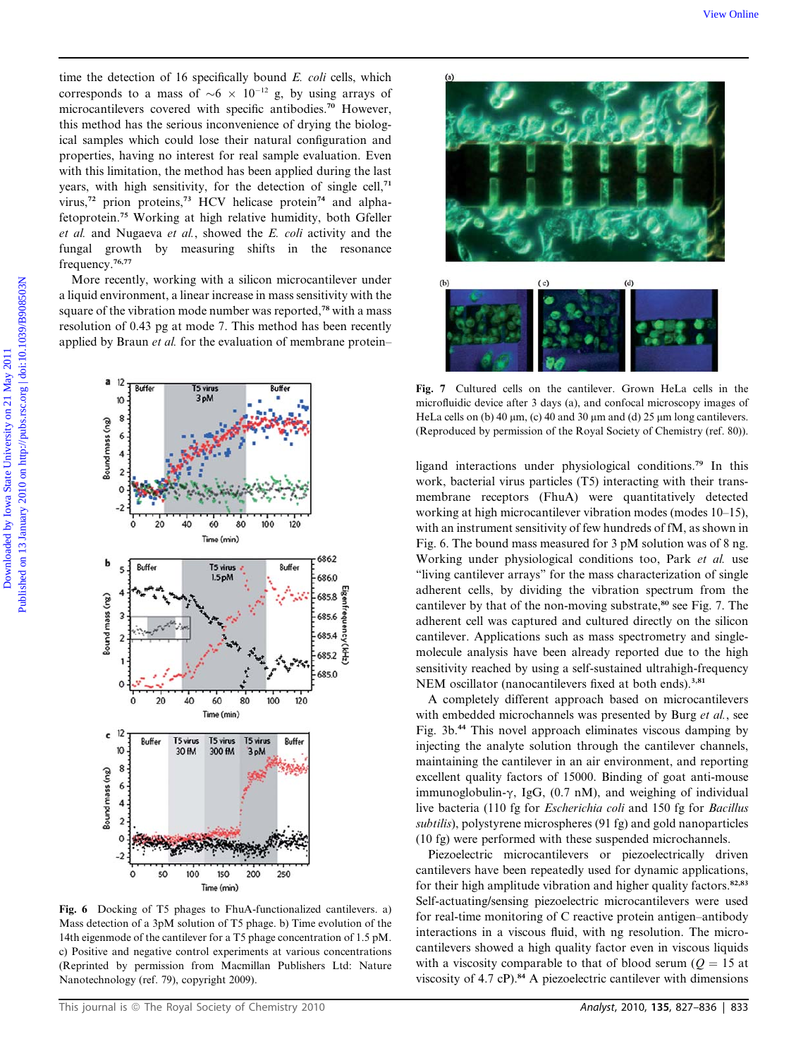time the detection of 16 specifically bound *E. coli* cells, which corresponds to a mass of ~6 × $10^{-12}$ g, by using arrays of microcantilevers covered with specific antibodies.[70] However, this method has the serious inconvenience of drying the biological samples which could lose their natural configuration and properties, having no interest for real sample evaluation. Even with this limitation, the method has been applied during the last years, with high sensitivity, for the detection of single cell,[71] virus,[72] prion proteins,[73] HCV helicase protein[74] and alpha-fetoprotein.[75] Working at high relative humidity, both Gfeller *et al.* and Nugaeva *et al.*, showed the *E. coli* activity and the fungal growth by measuring shifts in the resonance frequency.[76,77]

More recently, working with a silicon microcantilever under a liquid environment, a linear increase in mass sensitivity with the square of the vibration mode number was reported,[78] with a mass resolution of 0.43 pg at mode 7. This method has been recently applied by Braun *et al.* for the evaluation of membrane protein–ligand interactions under physiological conditions.[79] In this work, bacterial virus particles (T5) interacting with their trans-membrane receptors (FhuA) were quantitatively detected working at high microcantilever vibration modes (modes 10–15), with an instrument sensitivity of few hundreds of fM, as shown in Fig. 6. The bound mass measured for 3 pM solution was of 8 ng. Working under physiological conditions too, Park *et al.* use "living cantilever arrays" for the mass characterization of single adherent cells, by dividing the vibration spectrum from the cantilever by that of the non-moving substrate,[80] see Fig. 7. The adherent cell was captured and cultured directly on the silicon cantilever. Applications such as mass spectrometry and single-molecule analysis have been already reported due to the high sensitivity reached by using a self-sustained ultrahigh-frequency NEM oscillator (nanocantilevers fixed at both ends).[3,81]

Fig. 6 Docking of T5 phages to FhuA-functionalized cantilevers. a) Mass detection of a 3pM solution of T5 phage. b) Time evolution of the 14th eigenmode of the cantilever for a T5 phage concentration of 1.5 pM. c) Positive and negative control experiments at various concentrations (Reprinted by permission from Macmillan Publishers Ltd: Nature Nanotechnology (ref. 79), copyright 2009).

Fig. 7 Cultured cells on the cantilever. Grown HeLa cells in the microfluidic device after 3 days (a), and confocal microscopy images of HeLa cells on (b) 40 μm, (c) 40 and 30 μm and (d) 25 μm long cantilevers. (Reproduced by permission of the Royal Society of Chemistry (ref. 80)).

A completely different approach based on microcantilevers with embedded microchannels was presented by Burg *et al.*, see Fig. 3b.[44] This novel approach eliminates viscous damping by injecting the analyte solution through the cantilever channels, maintaining the cantilever in an air environment, and reporting excellent quality factors of 15000. Binding of goat anti-mouse immunoglobulin-γ, IgG, (0.7 nM), and weighing of individual live bacteria (110 fg for *Escherichia coli* and 150 fg for *Bacillus subtilis*), polystyrene microspheres (91 fg) and gold nanoparticles (10 fg) were performed with these suspended microchannels.

Piezoelectric microcantilevers or piezoelectrically driven cantilevers have been repeatedly used for dynamic applications, for their high amplitude vibration and higher quality factors.[82,83] Self-actuating/sensing piezoelectric microcantilevers were used for real-time monitoring of C reactive protein antigen–antibody interactions in a viscous fluid, with ng resolution. The microcantilevers showed a high quality factor even in viscous liquids with a viscosity comparable to that of blood serum ($Q$ = 15 at viscosity of 4.7 cP).[84] A piezoelectric cantilever with dimensions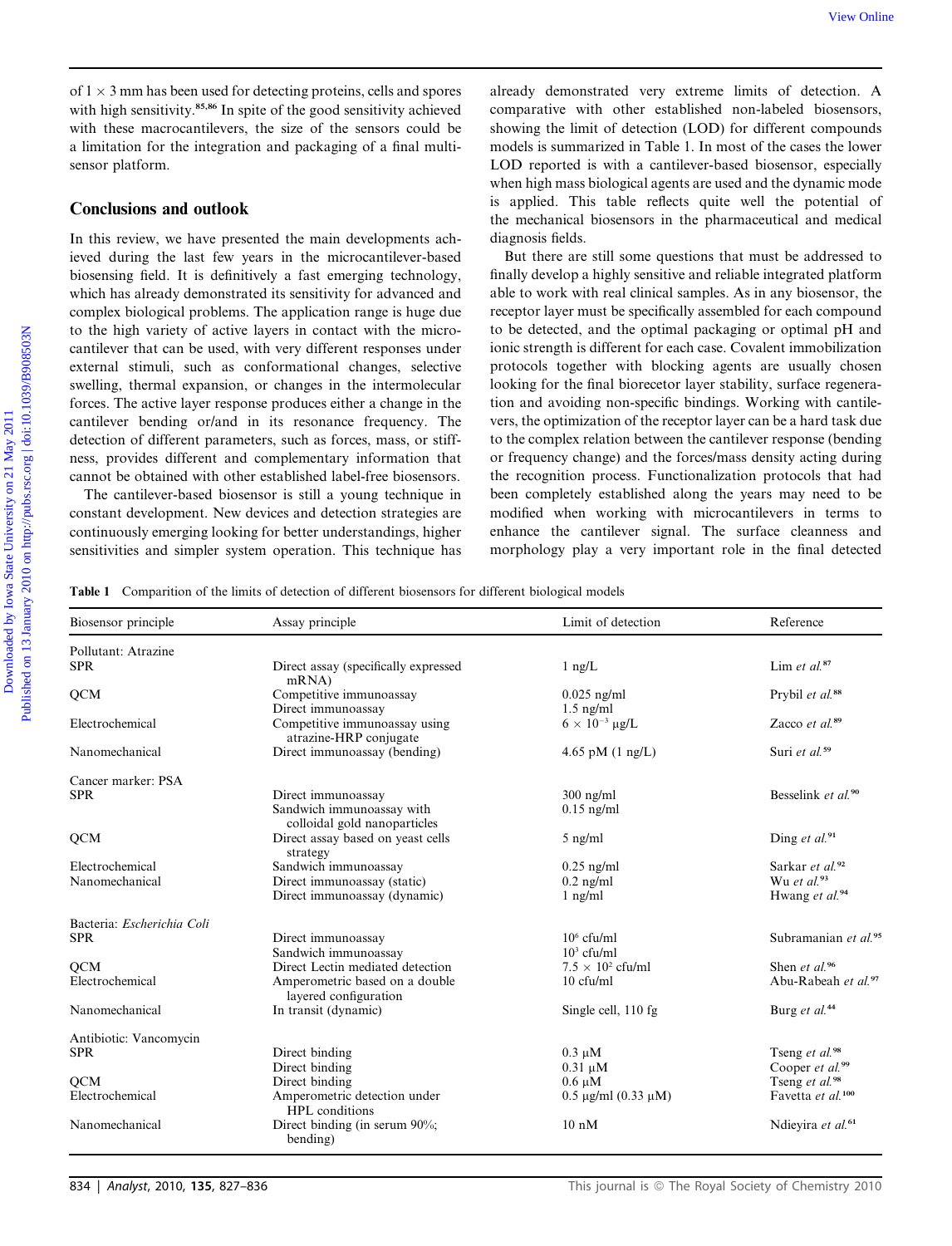of 1 × 3 mm has been used for detecting proteins, cells and spores with high sensitivity.[85,86] In spite of the good sensitivity achieved with these macrocantilevers, the size of the sensors could be a limitation for the integration and packaging of a final multi-sensor platform.

## Conclusions and outlook

In this review, we have presented the main developments achieved during the last few years in the microcantilever-based biosensing field. It is definitively a fast emerging technology, which has already demonstrated its sensitivity for advanced and complex biological problems. The application range is huge due to the high variety of active layers in contact with the microcantilever that can be used, with very different responses under external stimuli, such as conformational changes, selective swelling, thermal expansion, or changes in the intermolecular forces. The active layer response produces either a change in the cantilever bending or/and in its resonance frequency. The detection of different parameters, such as forces, mass, or stiffness, provides different and complementary information that cannot be obtained with other established label-free biosensors.

The cantilever-based biosensor is still a young technique in constant development. New devices and detection strategies are continuously emerging looking for better understandings, higher sensitivities and simpler system operation. This technique has already demonstrated very extreme limits of detection. A comparative with other established non-labeled biosensors, showing the limit of detection (LOD) for different compounds models is summarized in Table 1. In most of the cases the lower LOD reported is with a cantilever-based biosensor, especially when high mass biological agents are used and the dynamic mode is applied. This table reflects quite well the potential of the mechanical biosensors in the pharmaceutical and medical diagnosis fields.

But there are still some questions that must be addressed to finally develop a highly sensitive and reliable integrated platform able to work with real clinical samples. As in any biosensor, the receptor layer must be specifically assembled for each compound to be detected, and the optimal packaging or optimal pH and ionic strength is different for each case. Covalent immobilization protocols together with blocking agents are usually chosen looking for the final biorecetor layer stability, surface regeneration and avoiding non-specific bindings. Working with cantilevers, the optimization of the receptor layer can be a hard task due to the complex relation between the cantilever response (bending or frequency change) and the forces/mass density acting during the recognition process. Functionalization protocols that had been completely established along the years may need to be modified when working with microcantilevers in terms to enhance the cantilever signal. The surface cleanness and morphology play a very important role in the final detected

**Table 1** Comparition of the limits of detection of different biosensors for different biological models

| Biosensor principle | Assay principle | Limit of detection | Reference |
|---|---|---|---|
| Pollutant: Atrazine | | | |
| SPR | Direct assay (specifically expressed mRNA) | 1 ng/L | Lim *et al.*[87] |
| QCM | Competitive immunoassay | 0.025 ng/ml | Prybil *et al.*[88] |
| | Direct immunoassay | 1.5 ng/ml | |
| Electrochemical | Competitive immunoassay using atrazine-HRP conjugate | $6 \times 10^{-3}$ μg/L | Zacco *et al.*[89] |
| Nanomechanical | Direct immunoassay (bending) | 4.65 pM (1 ng/L) | Suri *et al.*[59] |
| Cancer marker: PSA | | | |
| SPR | Direct immunoassay | 300 ng/ml | Besselink *et al.*[90] |
| | Sandwich immunoassay with colloidal gold nanoparticles | 0.15 ng/ml | |
| QCM | Direct assay based on yeast cells strategy | 5 ng/ml | Ding *et al.*[91] |
| Electrochemical | Sandwich immunoassay | 0.25 ng/ml | Sarkar *et al.*[92] |
| Nanomechanical | Direct immunoassay (static) | 0.2 ng/ml | Wu *et al.*[93] |
| | Direct immunoassay (dynamic) | 1 ng/ml | Hwang *et al.*[94] |
| Bacteria: *Escherichia Coli* | | | |
| SPR | Direct immunoassay | $10^6$ cfu/ml | Subramanian *et al.*[95] |
| | Sandwich immunoassay | $10^3$ cfu/ml | |
| QCM | Direct Lectin mediated detection | $7.5 \times 10^2$ cfu/ml | Shen *et al.*[96] |
| Electrochemical | Amperometric based on a double layered configuration | 10 cfu/ml | Abu-Rabeah *et al.*[97] |
| Nanomechanical | In transit (dynamic) | Single cell, 110 fg | Burg *et al.*[44] |
| Antibiotic: Vancomycin | | | |
| SPR | Direct binding | 0.3 μM | Tseng *et al.*[98] |
| | Direct binding | 0.31 μM | Cooper *et al.*[99] |
| QCM | Direct binding | 0.6 μM | Tseng *et al.*[98] |
| Electrochemical | Amperometric detection under HPL conditions | 0.5 μg/ml (0.33 μM) | Favetta *et al.*[100] |
| Nanomechanical | Direct binding (in serum 90%; bending) | 10 nM | Ndieyira *et al.*[61] |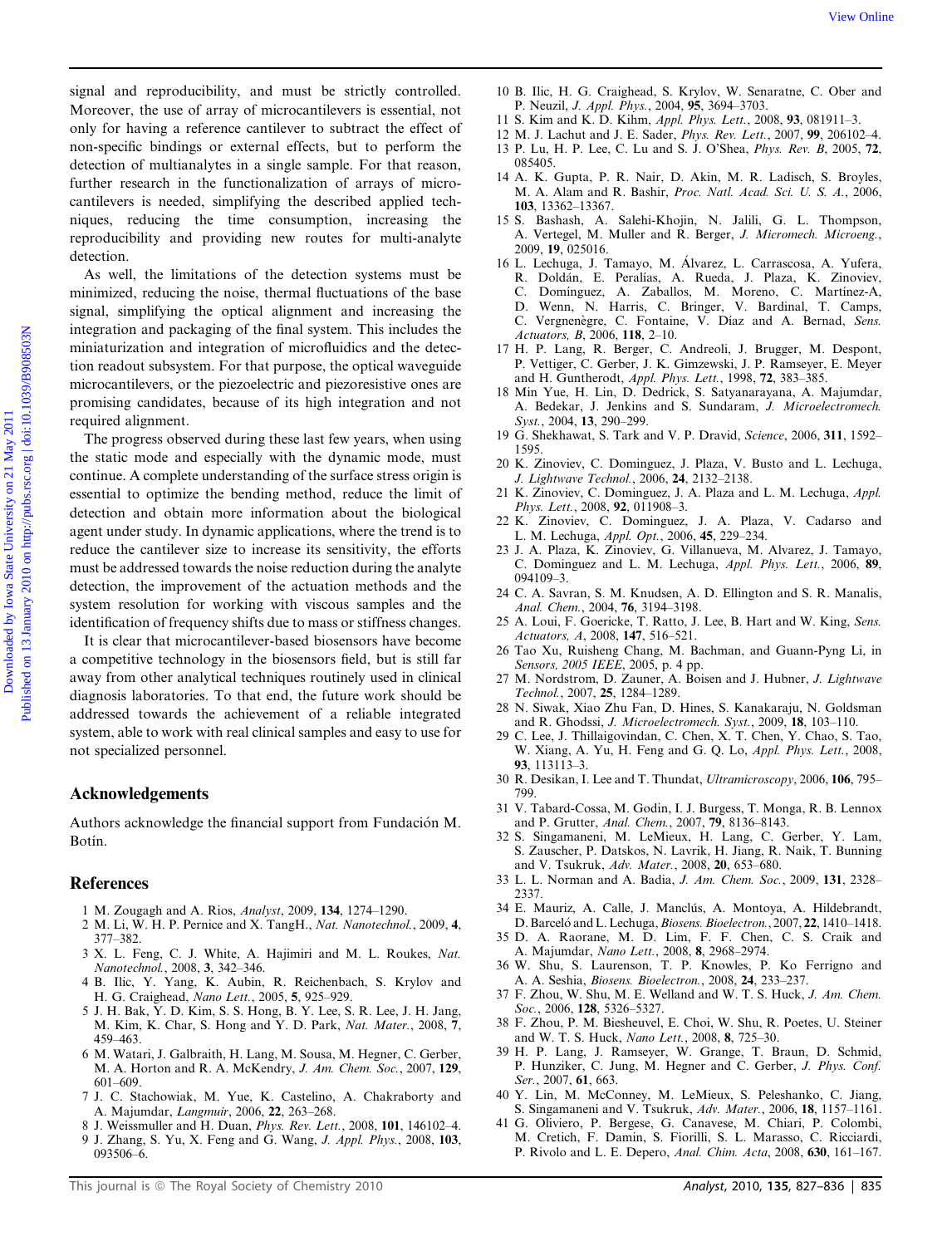signal and reproducibility, and must be strictly controlled. Moreover, the use of array of microcantilevers is essential, not only for having a reference cantilever to subtract the effect of non-specific bindings or external effects, but to perform the detection of multianalytes in a single sample. For that reason, further research in the functionalization of arrays of microcantilevers is needed, simplifying the described applied techniques, reducing the time consumption, increasing the reproducibility and providing new routes for multi-analyte detection.

As well, the limitations of the detection systems must be minimized, reducing the noise, thermal fluctuations of the base signal, simplifying the optical alignment and increasing the integration and packaging of the final system. This includes the miniaturization and integration of microfluidics and the detection readout subsystem. For that purpose, the optical waveguide microcantilevers, or the piezoelectric and piezoresistive ones are promising candidates, because of its high integration and not required alignment.

The progress observed during these last few years, when using the static mode and especially with the dynamic mode, must continue. A complete understanding of the surface stress origin is essential to optimize the bending method, reduce the limit of detection and obtain more information about the biological agent under study. In dynamic applications, where the trend is to reduce the cantilever size to increase its sensitivity, the efforts must be addressed towards the noise reduction during the analyte detection, the improvement of the actuation methods and the system resolution for working with viscous samples and the identification of frequency shifts due to mass or stiffness changes.

It is clear that microcantilever-based biosensors have become a competitive technology in the biosensors field, but is still far away from other analytical techniques routinely used in clinical diagnosis laboratories. To that end, the future work should be addressed towards the achievement of a reliable integrated system, able to work with real clinical samples and easy to use for not specialized personnel.

## Acknowledgements

Authors acknowledge the financial support from Fundación M. Botín.

## References

1 M. Zougagh and A. Rios, *Analyst*, 2009, **134**, 1274–1290.
2 M. Li, W. H. P. Pernice and X. TangH., *Nat. Nanotechnol.*, 2009, **4**, 377–382.
3 X. L. Feng, C. J. White, A. Hajimiri and M. L. Roukes, *Nat. Nanotechnol.*, 2008, **3**, 342–346.
4 B. Ilic, Y. Yang, K. Aubin, R. Reichenbach, S. Krylov and H. G. Craighead, *Nano Lett.*, 2005, **5**, 925–929.
5 J. H. Bak, Y. D. Kim, S. S. Hong, B. Y. Lee, S. R. Lee, J. H. Jang, M. Kim, K. Char, S. Hong and Y. D. Park, *Nat. Mater.*, 2008, **7**, 459–463.
6 M. Watari, J. Galbraith, H. Lang, M. Sousa, M. Hegner, C. Gerber, M. A. Horton and R. A. McKendry, *J. Am. Chem. Soc.*, 2007, **129**, 601–609.
7 J. C. Stachowiak, M. Yue, K. Castelino, A. Chakraborty and A. Majumdar, *Langmuir*, 2006, **22**, 263–268.
8 J. Weissmuller and H. Duan, *Phys. Rev. Lett.*, 2008, **101**, 146102–4.
9 J. Zhang, S. Yu, X. Feng and G. Wang, *J. Appl. Phys.*, 2008, **103**, 093506–6.
10 B. Ilic, H. G. Craighead, S. Krylov, W. Senaratne, C. Ober and P. Neuzil, *J. Appl. Phys.*, 2004, **95**, 3694–3703.
11 S. Kim and K. D. Kihm, *Appl. Phys. Lett.*, 2008, **93**, 081911–3.
12 M. J. Lachut and J. E. Sader, *Phys. Rev. Lett.*, 2007, **99**, 206102–4.
13 P. Lu, H. P. Lee, C. Lu and S. J. O'Shea, *Phys. Rev. B*, 2005, **72**, 085405.
14 A. K. Gupta, P. R. Nair, D. Akin, M. R. Ladisch, S. Broyles, M. A. Alam and R. Bashir, *Proc. Natl. Acad. Sci. U. S. A.*, 2006, **103**, 13362–13367.
15 S. Bashash, A. Salehi-Khojin, N. Jalili, G. L. Thompson, A. Vertegel, M. Muller and R. Berger, *J. Micromech. Microeng.*, 2009, **19**, 025016.
16 L. Lechuga, J. Tamayo, M. Álvarez, L. Carrascosa, A. Yufera, R. Doldán, E. Peralías, A. Rueda, J. Plaza, K. Zinoviev, C. Domínguez, A. Zaballos, M. Moreno, C. Martínez-A, D. Wenn, N. Harris, C. Bringer, V. Bardinal, T. Camps, C. Vergnenègre, C. Fontaine, V. Díaz and A. Bernad, *Sens. Actuators, B*, 2006, **118**, 2–10.
17 H. P. Lang, R. Berger, C. Andreoli, J. Brugger, M. Despont, P. Vettiger, C. Gerber, J. K. Gimzewski, J. P. Ramseyer, E. Meyer and H. Guntherodt, *Appl. Phys. Lett.*, 1998, **72**, 383–385.
18 Min Yue, H. Lin, D. Dedrick, S. Satyanarayana, A. Majumdar, A. Bedekar, J. Jenkins and S. Sundaram, *J. Microelectromech. Syst.*, 2004, **13**, 290–299.
19 G. Shekhawat, S. Tark and V. P. Dravid, *Science*, 2006, **311**, 1592–1595.
20 K. Zinoviev, C. Dominguez, J. Plaza, V. Busto and L. Lechuga, *J. Lightwave Technol.*, 2006, **24**, 2132–2138.
21 K. Zinoviev, C. Dominguez, J. A. Plaza and L. M. Lechuga, *Appl. Phys. Lett.*, 2008, **92**, 011908–3.
22 K. Zinoviev, C. Dominguez, J. A. Plaza, V. Cadarso and L. M. Lechuga, *Appl. Opt.*, 2006, **45**, 229–234.
23 J. A. Plaza, K. Zinoviev, G. Villanueva, M. Alvarez, J. Tamayo, C. Dominguez and L. M. Lechuga, *Appl. Phys. Lett.*, 2006, **89**, 094109–3.
24 C. A. Savran, S. M. Knudsen, A. D. Ellington and S. R. Manalis, *Anal. Chem.*, 2004, **76**, 3194–3198.
25 A. Loui, F. Goericke, T. Ratto, J. Lee, B. Hart and W. King, *Sens. Actuators, A*, 2008, **147**, 516–521.
26 Tao Xu, Ruisheng Chang, M. Bachman, and Guann-Pyng Li, in *Sensors, 2005 IEEE*, 2005, p. 4 pp.
27 M. Nordstrom, D. Zauner, A. Boisen and J. Hubner, *J. Lightwave Technol.*, 2007, **25**, 1284–1289.
28 N. Siwak, Xiao Zhu Fan, D. Hines, S. Kanakaraju, N. Goldsman and R. Ghodssi, *J. Microelectromech. Syst.*, 2009, **18**, 103–110.
29 C. Lee, J. Thillaigovindan, C. Chen, X. T. Chen, Y. Chao, S. Tao, W. Xiang, A. Yu, H. Feng and G. Q. Lo, *Appl. Phys. Lett.*, 2008, **93**, 113113–3.
30 R. Desikan, I. Lee and T. Thundat, *Ultramicroscopy*, 2006, **106**, 795–799.
31 V. Tabard-Cossa, M. Godin, I. J. Burgess, T. Monga, R. B. Lennox and P. Grutter, *Anal. Chem.*, 2007, **79**, 8136–8143.
32 S. Singamaneni, M. LeMieux, H. Lang, C. Gerber, Y. Lam, S. Zauscher, P. Datskos, N. Lavrik, H. Jiang, R. Naik, T. Bunning and V. Tsukruk, *Adv. Mater.*, 2008, **20**, 653–680.
33 L. L. Norman and A. Badia, *J. Am. Chem. Soc.*, 2009, **131**, 2328–2337.
34 E. Mauriz, A. Calle, J. Manclús, A. Montoya, A. Hildebrandt, D. Barceló and L. Lechuga, *Biosens. Bioelectron.*, 2007, **22**, 1410–1418.
35 D. A. Raorane, M. D. Lim, F. F. Chen, C. S. Craik and A. Majumdar, *Nano Lett.*, 2008, **8**, 2968–2974.
36 W. Shu, S. Laurenson, T. P. Knowles, P. Ko Ferrigno and A. A. Seshia, *Biosens. Bioelectron.*, 2008, **24**, 233–237.
37 F. Zhou, W. Shu, M. E. Welland and W. T. S. Huck, *J. Am. Chem. Soc.*, 2006, **128**, 5326–5327.
38 F. Zhou, P. M. Biesheuvel, E. Choi, W. Shu, R. Poetes, U. Steiner and W. T. S. Huck, *Nano Lett.*, 2008, **8**, 725–30.
39 H. P. Lang, J. Ramseyer, W. Grange, T. Braun, D. Schmid, P. Hunziker, C. Jung, M. Hegner and C. Gerber, *J. Phys. Conf. Ser.*, 2007, **61**, 663.
40 Y. Lin, M. McConney, M. LeMieux, S. Peleshanko, C. Jiang, S. Singamaneni and V. Tsukruk, *Adv. Mater.*, 2006, **18**, 1157–1161.
41 G. Oliviero, P. Bergese, G. Canavese, M. Chiari, P. Colombi, M. Cretich, F. Damin, S. Fiorilli, S. L. Marasso, C. Ricciardi, P. Rivolo and L. E. Depero, *Anal. Chim. Acta*, 2008, **630**, 161–167.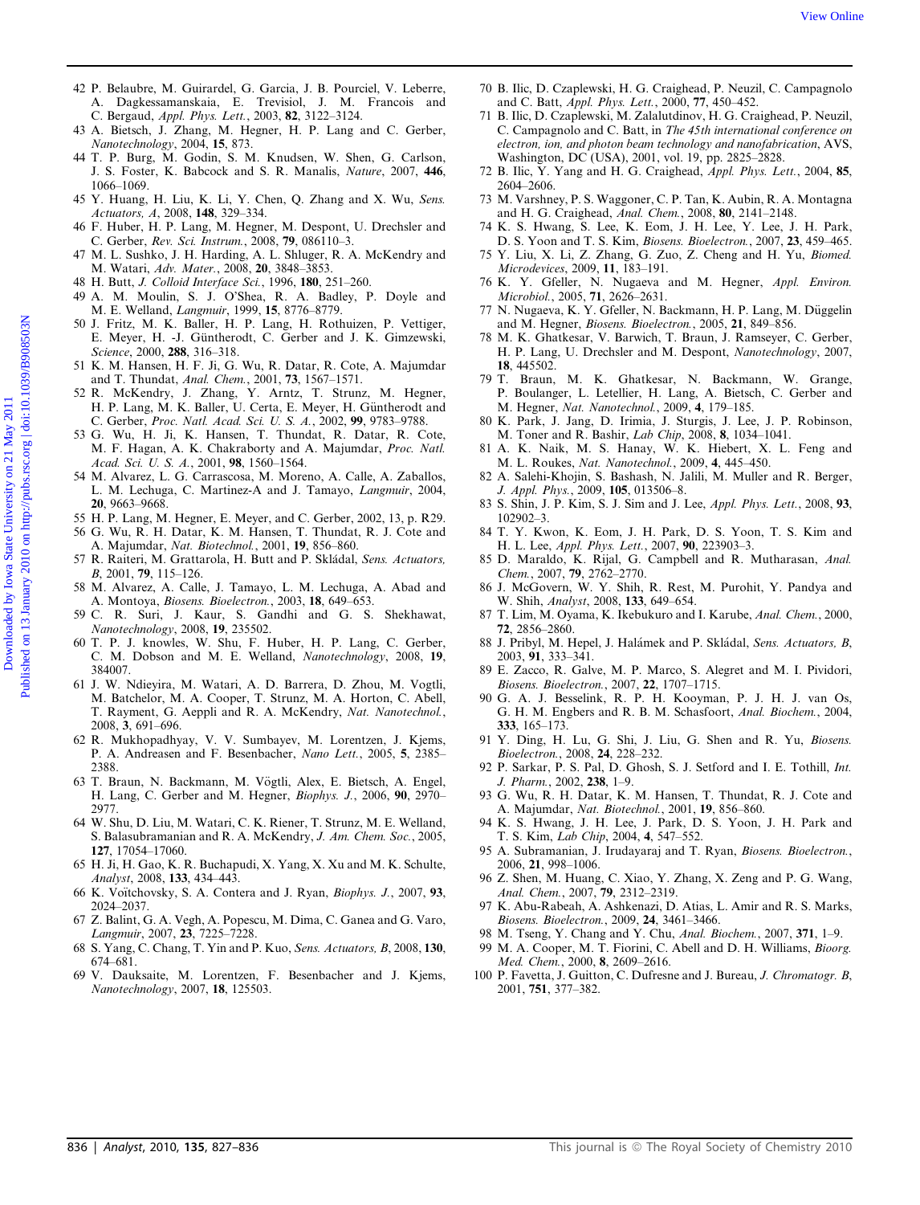42 P. Belaubre, M. Guirardel, G. Garcia, J. B. Pourciel, V. Leberre, A. Dagkessamanskaia, E. Trevisiol, J. M. Francois and C. Bergaud, *Appl. Phys. Lett.*, 2003, **82**, 3122–3124.

43 A. Bietsch, J. Zhang, M. Hegner, H. P. Lang and C. Gerber, *Nanotechnology*, 2004, **15**, 873.

44 T. P. Burg, M. Godin, S. M. Knudsen, W. Shen, G. Carlson, J. S. Foster, K. Babcock and S. R. Manalis, *Nature*, 2007, **446**, 1066–1069.

45 Y. Huang, H. Liu, K. Li, Y. Chen, Q. Zhang and X. Wu, *Sens. Actuators, A*, 2008, **148**, 329–334.

46 F. Huber, H. P. Lang, M. Hegner, M. Despont, U. Drechsler and C. Gerber, *Rev. Sci. Instrum.*, 2008, **79**, 086110–3.

47 M. L. Sushko, J. H. Harding, A. L. Shluger, R. A. McKendry and M. Watari, *Adv. Mater.*, 2008, **20**, 3848–3853.

48 H. Butt, *J. Colloid Interface Sci.*, 1996, **180**, 251–260.

49 A. M. Moulin, S. J. O'Shea, R. A. Badley, P. Doyle and M. E. Welland, *Langmuir*, 1999, **15**, 8776–8779.

50 J. Fritz, M. K. Baller, H. P. Lang, H. Rothuizen, P. Vettiger, E. Meyer, H. -J. Güntherodt, C. Gerber and J. K. Gimzewski, *Science*, 2000, **288**, 316–318.

51 K. M. Hansen, H. F. Ji, G. Wu, R. Datar, R. Cote, A. Majumdar and T. Thundat, *Anal. Chem.*, 2001, **73**, 1567–1571.

52 R. McKendry, J. Zhang, Y. Arntz, T. Strunz, M. Hegner, H. P. Lang, M. K. Baller, U. Certa, E. Meyer, H. Güntherodt and C. Gerber, *Proc. Natl. Acad. Sci. U. S. A.*, 2002, **99**, 9783–9788.

53 G. Wu, H. Ji, K. Hansen, T. Thundat, R. Datar, R. Cote, M. F. Hagan, A. K. Chakraborty and A. Majumdar, *Proc. Natl. Acad. Sci. U. S. A.*, 2001, **98**, 1560–1564.

54 M. Alvarez, L. G. Carrascosa, M. Moreno, A. Calle, A. Zaballos, L. M. Lechuga, C. Martinez-A and J. Tamayo, *Langmuir*, 2004, **20**, 9663–9668.

55 H. P. Lang, M. Hegner, E. Meyer, and C. Gerber, 2002, 13, p. R29.

56 G. Wu, R. H. Datar, K. M. Hansen, T. Thundat, R. J. Cote and A. Majumdar, *Nat. Biotechnol.*, 2001, **19**, 856–860.

57 R. Raiteri, M. Grattarola, H. Butt and P. Skládal, *Sens. Actuators, B*, 2001, **79**, 115–126.

58 M. Alvarez, A. Calle, J. Tamayo, L. M. Lechuga, A. Abad and A. Montoya, *Biosens. Bioelectron.*, 2003, **18**, 649–653.

59 C. R. Suri, J. Kaur, S. Gandhi and G. S. Shekhawat, *Nanotechnology*, 2008, **19**, 235502.

60 T. P. J. knowles, W. Shu, F. Huber, H. P. Lang, C. Gerber, C. M. Dobson and M. E. Welland, *Nanotechnology*, 2008, **19**, 384007.

61 J. W. Ndieyira, M. Watari, A. D. Barrera, D. Zhou, M. Vogtli, M. Batchelor, M. A. Cooper, T. Strunz, M. A. Horton, C. Abell, T. Rayment, G. Aeppli and R. A. McKendry, *Nat. Nanotechnol.*, 2008, **3**, 691–696.

62 R. Mukhopadhyay, V. V. Sumbayev, M. Lorentzen, J. Kjems, P. A. Andreasen and F. Besenbacher, *Nano Lett.*, 2005, **5**, 2385–2388.

63 T. Braun, N. Backmann, M. Vögtli, Alex, E. Bietsch, A. Engel, H. Lang, C. Gerber and M. Hegner, *Biophys. J.*, 2006, **90**, 2970–2977.

64 W. Shu, D. Liu, M. Watari, C. K. Riener, T. Strunz, M. E. Welland, S. Balasubramanian and R. A. McKendry, *J. Am. Chem. Soc.*, 2005, **127**, 17054–17060.

65 H. Ji, H. Gao, K. R. Buchapudi, X. Yang, X. Xu and M. K. Schulte, *Analyst*, 2008, **133**, 434–443.

66 K. Voïtchovsky, S. A. Contera and J. Ryan, *Biophys. J.*, 2007, **93**, 2024–2037.

67 Z. Balint, G. A. Vegh, A. Popescu, M. Dima, C. Ganea and G. Varo, *Langmuir*, 2007, **23**, 7225–7228.

68 S. Yang, C. Chang, T. Yin and P. Kuo, *Sens. Actuators, B*, 2008, **130**, 674–681.

69 V. Dauksaite, M. Lorentzen, F. Besenbacher and J. Kjems, *Nanotechnology*, 2007, **18**, 125503.

70 B. Ilic, D. Czaplewski, H. G. Craighead, P. Neuzil, C. Campagnolo and C. Batt, *Appl. Phys. Lett.*, 2000, **77**, 450–452.

71 B. Ilic, D. Czaplewski, M. Zalalutdinov, H. G. Craighead, P. Neuzil, C. Campagnolo and C. Batt, in *The 45th international conference on electron, ion, and photon beam technology and nanofabrication*, AVS, Washington, DC (USA), 2001, vol. 19, pp. 2825–2828.

72 B. Ilic, Y. Yang and H. G. Craighead, *Appl. Phys. Lett.*, 2004, **85**, 2604–2606.

73 M. Varshney, P. S. Waggoner, C. P. Tan, K. Aubin, R. A. Montagna and H. G. Craighead, *Anal. Chem.*, 2008, **80**, 2141–2148.

74 K. S. Hwang, S. Lee, K. Eom, J. H. Lee, Y. Lee, J. H. Park, D. S. Yoon and T. S. Kim, *Biosens. Bioelectron.*, 2007, **23**, 459–465.

75 Y. Liu, X. Li, Z. Zhang, G. Zuo, Z. Cheng and H. Yu, *Biomed. Microdevices*, 2009, **11**, 183–191.

76 K. Y. Gfeller, N. Nugaeva and M. Hegner, *Appl. Environ. Microbiol.*, 2005, **71**, 2626–2631.

77 N. Nugaeva, K. Y. Gfeller, N. Backmann, H. P. Lang, M. Düggelin and M. Hegner, *Biosens. Bioelectron.*, 2005, **21**, 849–856.

78 M. K. Ghatkesar, V. Barwich, T. Braun, J. Ramseyer, C. Gerber, H. P. Lang, U. Drechsler and M. Despont, *Nanotechnology*, 2007, **18**, 445502.

79 T. Braun, M. K. Ghatkesar, N. Backmann, W. Grange, P. Boulanger, L. Letellier, H. Lang, A. Bietsch, C. Gerber and M. Hegner, *Nat. Nanotechnol.*, 2009, **4**, 179–185.

80 K. Park, J. Jang, D. Irimia, J. Sturgis, J. Lee, J. P. Robinson, M. Toner and R. Bashir, *Lab Chip*, 2008, **8**, 1034–1041.

81 A. K. Naik, M. S. Hanay, W. K. Hiebert, X. L. Feng and M. L. Roukes, *Nat. Nanotechnol.*, 2009, **4**, 445–450.

82 A. Salehi-Khojin, S. Bashash, N. Jalili, M. Muller and R. Berger, *J. Appl. Phys.*, 2009, **105**, 013506–8.

83 S. Shin, J. P. Kim, S. J. Sim and J. Lee, *Appl. Phys. Lett.*, 2008, **93**, 102902–3.

84 T. Y. Kwon, K. Eom, J. H. Park, D. S. Yoon, T. S. Kim and H. L. Lee, *Appl. Phys. Lett.*, 2007, **90**, 223903–3.

85 D. Maraldo, K. Rijal, G. Campbell and R. Mutharasan, *Anal. Chem.*, 2007, **79**, 2762–2770.

86 J. McGovern, W. Y. Shih, R. Rest, M. Purohit, Y. Pandya and W. Shih, *Analyst*, 2008, **133**, 649–654.

87 T. Lim, M. Oyama, K. Ikebukuro and I. Karube, *Anal. Chem.*, 2000, **72**, 2856–2860.

88 J. Pribyl, M. Hepel, J. Halámek and P. Skládal, *Sens. Actuators, B*, 2003, **91**, 333–341.

89 E. Zacco, R. Galve, M. P. Marco, S. Alegret and M. I. Pividori, *Biosens. Bioelectron.*, 2007, **22**, 1707–1715.

90 G. A. J. Besselink, R. P. H. Kooyman, P. J. H. J. van Os, G. H. M. Engbers and R. B. M. Schasfoort, *Anal. Biochem.*, 2004, **333**, 165–173.

91 Y. Ding, H. Lu, G. Shi, J. Liu, G. Shen and R. Yu, *Biosens. Bioelectron.*, 2008, **24**, 228–232.

92 P. Sarkar, P. S. Pal, D. Ghosh, S. J. Setford and I. E. Tothill, *Int. J. Pharm.*, 2002, **238**, 1–9.

93 G. Wu, R. H. Datar, K. M. Hansen, T. Thundat, R. J. Cote and A. Majumdar, *Nat. Biotechnol.*, 2001, **19**, 856–860.

94 K. S. Hwang, J. H. Lee, J. Park, D. S. Yoon, J. H. Park and T. S. Kim, *Lab Chip*, 2004, **4**, 547–552.

95 A. Subramanian, J. Irudayaraj and T. Ryan, *Biosens. Bioelectron.*, 2006, **21**, 998–1006.

96 Z. Shen, M. Huang, C. Xiao, Y. Zhang, X. Zeng and P. G. Wang, *Anal. Chem.*, 2007, **79**, 2312–2319.

97 K. Abu-Rabeah, A. Ashkenazi, D. Atias, L. Amir and R. S. Marks, *Biosens. Bioelectron.*, 2009, **24**, 3461–3466.

98 M. Tseng, Y. Chang and Y. Chu, *Anal. Biochem.*, 2007, **371**, 1–9.

99 M. A. Cooper, M. T. Fiorini, C. Abell and D. H. Williams, *Bioorg. Med. Chem.*, 2000, **8**, 2609–2616.

100 P. Favetta, J. Guitton, C. Dufresne and J. Bureau, *J. Chromatogr. B*, 2001, **751**, 377–382.